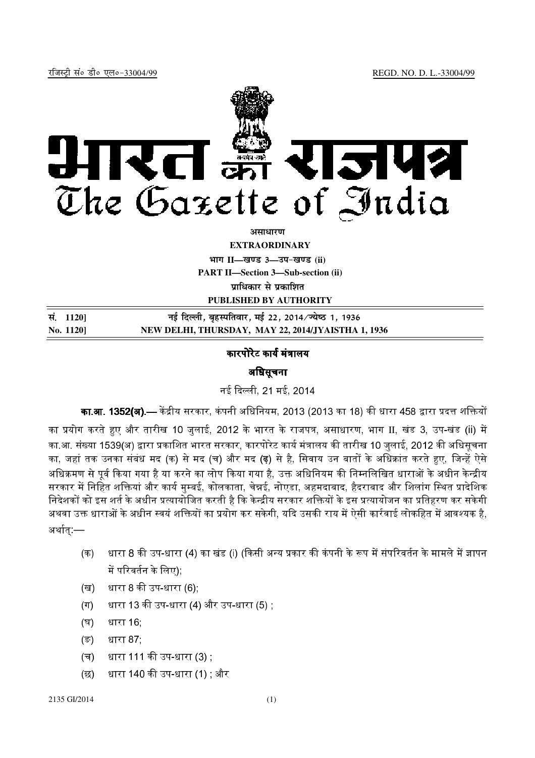रजिस्ट्री सं० डी० एल०-33004/99 REGD. NO. D. L.-33004/99

# भारत का राजपत्र
# The Gazette of India

**असाधारण**

**EXTRAORDINARY**

**भाग II—खण्ड 3—उप-खण्ड (ii)**

**PART II—Section 3—Sub-section (ii)**

**प्राधिकार से प्रकाशित**

**PUBLISHED BY AUTHORITY**

| सं. 1120] | नई दिल्ली, बृहस्पतिवार, मई 22, 2014/ज्येष्ठ 1, 1936 |
|---|---|
| No. 1120] | NEW DELHI, THURSDAY, MAY 22, 2014/JYAISTHA 1, 1936 |

## कारपोरेट कार्य मंत्रालय

## अधिसूचना

नई दिल्ली, 21 मई, 2014

**का.आ. 1352(अ).—** केंद्रीय सरकार, कंपनी अधिनियम, 2013 (2013 का 18) की धारा 458 द्वारा प्रदत्त शक्तियों का प्रयोग करते हुए और तारीख 10 जुलाई, 2012 के भारत के राजपत्र, असाधारण, भाग II, खंड 3, उप-खंड (ii) में का.आ. संख्या 1539(अ) द्वारा प्रकाशित भारत सरकार, कारपोरेट कार्य मंत्रालय की तारीख 10 जुलाई, 2012 की अधिसूचना का, जहां तक उनका संबंध मद (क) से मद (च) और मद (ढ) से है, सिवाय उन बातों के अधिक्रांत करते हुए, जिन्हें ऐसे अधिक्रमण से पूर्व किया गया है या करने का लोप किया गया है, उक्त अधिनियम की निम्नलिखित धाराओं के अधीन केन्द्रीय सरकार में निहित शक्तियां और कार्य मुम्बई, कोलकाता, चेन्नई, नोएडा, अहमदाबाद, हैदराबाद और शिलांग स्थित प्रादेशिक निदेशकों को इस शर्त के अधीन प्रत्यायोजित करती है कि केन्द्रीय सरकार शक्तियों के इस प्रत्यायोजन का प्रतिहरण कर सकेगी अथवा उक्त धाराओं के अधीन स्वयं शक्तियों का प्रयोग कर सकेगी, यदि उसकी राय में ऐसी कार्रवाई लोकहित में आवश्यक है, अर्थात्:—

(क) धारा 8 की उप-धारा (4) का खंड (i) (किसी अन्य प्रकार की कंपनी के रूप में संपरिवर्तन के मामले में ज्ञापन में परिवर्तन के लिए);

(ख) धारा 8 की उप-धारा (6);

(ग) धारा 13 की उप-धारा (4) और उप-धारा (5) ;

(घ) धारा 16;

(ङ) धारा 87;

(च) धारा 111 की उप-धारा (3) ;

(छ) धारा 140 की उप-धारा (1) ; और

2135 GI/2014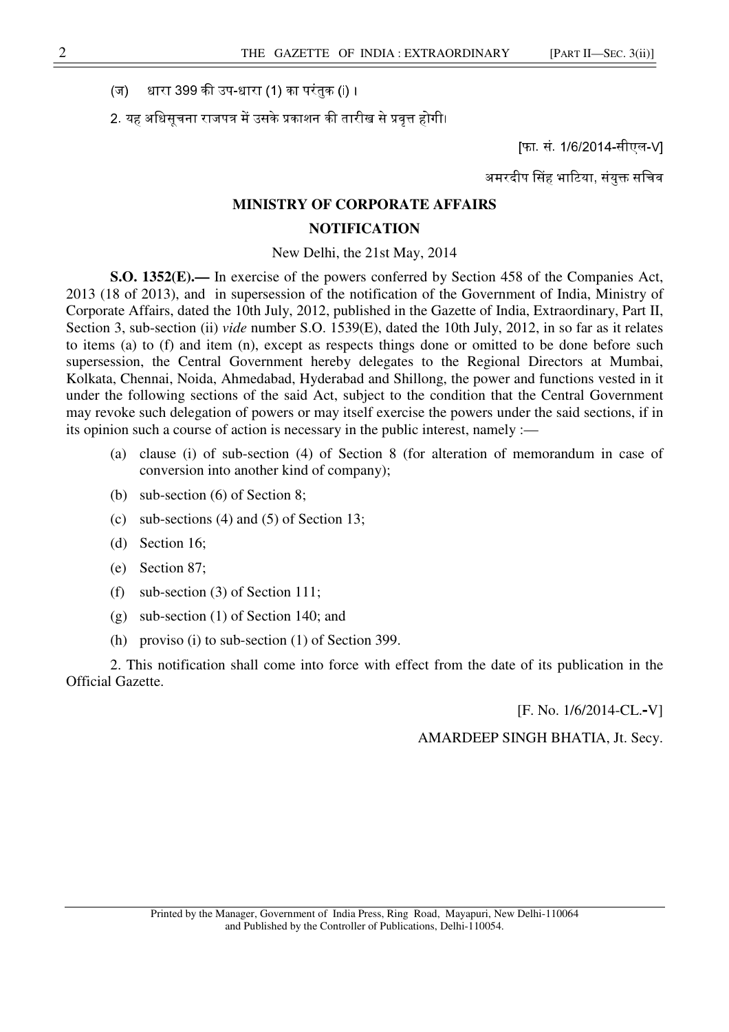(ज) धारा 399 की उप-धारा (1) का परंतुक (i) ।

2. यह अधिसूचना राजपत्र में उसके प्रकाशन की तारीख से प्रवृत्त होगी।

[फा. सं. 1/6/2014-सीएल-V]

अमरदीप सिंह भाटिया, संयुक्त सचिव

## MINISTRY OF CORPORATE AFFAIRS

## NOTIFICATION

New Delhi, the 21st May, 2014

**S.O. 1352(E).—** In exercise of the powers conferred by Section 458 of the Companies Act, 2013 (18 of 2013), and in supersession of the notification of the Government of India, Ministry of Corporate Affairs, dated the 10th July, 2012, published in the Gazette of India, Extraordinary, Part II, Section 3, sub-section (ii) *vide* number S.O. 1539(E), dated the 10th July, 2012, in so far as it relates to items (a) to (f) and item (n), except as respects things done or omitted to be done before such supersession, the Central Government hereby delegates to the Regional Directors at Mumbai, Kolkata, Chennai, Noida, Ahmedabad, Hyderabad and Shillong, the power and functions vested in it under the following sections of the said Act, subject to the condition that the Central Government may revoke such delegation of powers or may itself exercise the powers under the said sections, if in its opinion such a course of action is necessary in the public interest, namely :—

(a) clause (i) of sub-section (4) of Section 8 (for alteration of memorandum in case of conversion into another kind of company);

(b) sub-section (6) of Section 8;

(c) sub-sections (4) and (5) of Section 13;

(d) Section 16;

(e) Section 87;

(f) sub-section (3) of Section 111;

(g) sub-section (1) of Section 140; and

(h) proviso (i) to sub-section (1) of Section 399.

2. This notification shall come into force with effect from the date of its publication in the Official Gazette.

[F. No. 1/6/2014-CL.-V]

AMARDEEP SINGH BHATIA, Jt. Secy.

Printed by the Manager, Government of India Press, Ring Road, Mayapuri, New Delhi-110064
and Published by the Controller of Publications, Delhi-110054.